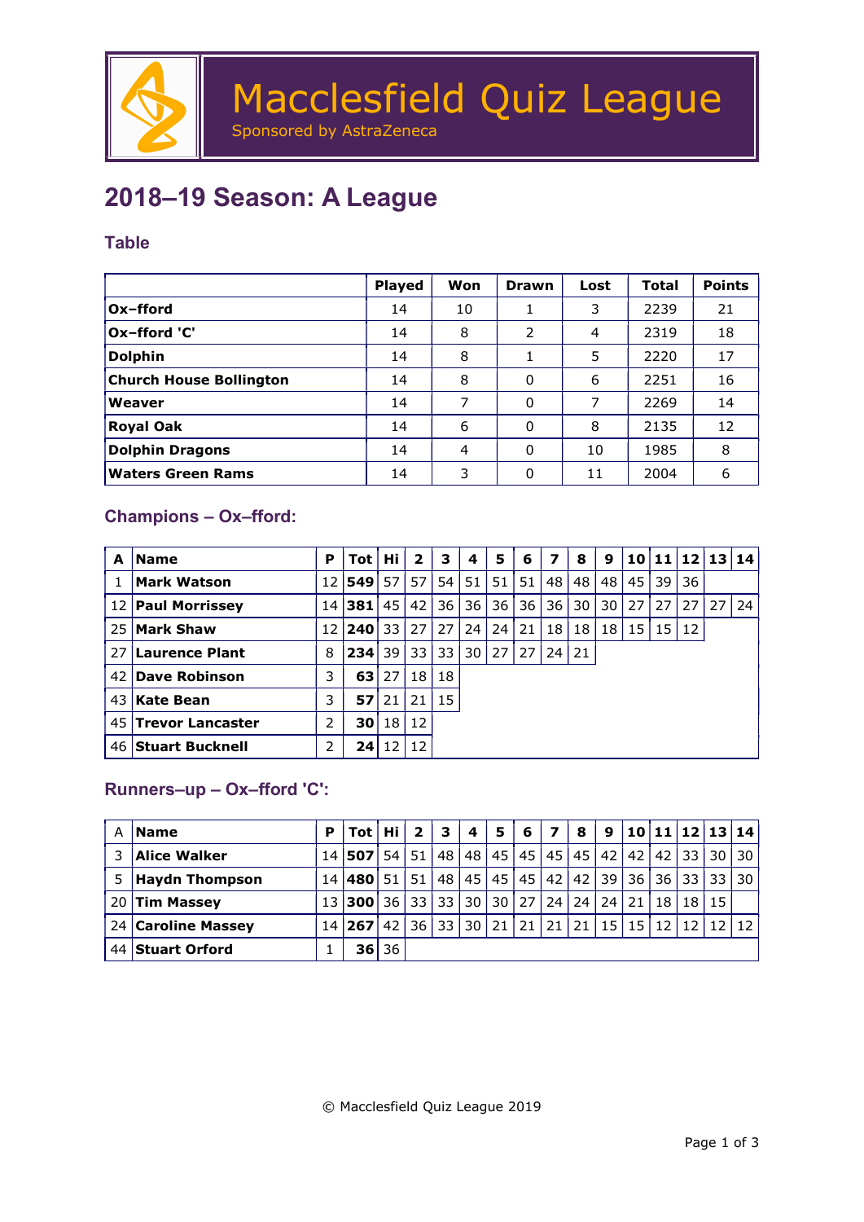# Macclesfield Quiz League

Sponsored by AstraZeneca

## 2018–19 Season: A League

### Table

| | Played | Won | Drawn | Lost | Total | Points |
|---|---|---|---|---|---|---|
| **Ox–fford** | 14 | 10 | 1 | 3 | 2239 | 21 |
| **Ox–fford 'C'** | 14 | 8 | 2 | 4 | 2319 | 18 |
| **Dolphin** | 14 | 8 | 1 | 5 | 2220 | 17 |
| **Church House Bollington** | 14 | 8 | 0 | 6 | 2251 | 16 |
| **Weaver** | 14 | 7 | 0 | 7 | 2269 | 14 |
| **Royal Oak** | 14 | 6 | 0 | 8 | 2135 | 12 |
| **Dolphin Dragons** | 14 | 4 | 0 | 10 | 1985 | 8 |
| **Waters Green Rams** | 14 | 3 | 0 | 11 | 2004 | 6 |

### Champions – Ox–fford:

| A | Name | P | Tot | Hi | 2 | 3 | 4 | 5 | 6 | 7 | 8 | 9 | 10 | 11 | 12 | 13 | 14 |
|---|---|---|---|---|---|---|---|---|---|---|---|---|---|---|---|---|---|
| 1 | **Mark Watson** | 12 | **549** | 57 | 57 | 54 | 51 | 51 | 51 | 48 | 48 | 48 | 45 | 39 | 36 | | |
| 12 | **Paul Morrissey** | 14 | **381** | 45 | 42 | 36 | 36 | 36 | 36 | 36 | 30 | 30 | 27 | 27 | 27 | 27 | 24 |
| 25 | **Mark Shaw** | 12 | **240** | 33 | 27 | 27 | 24 | 24 | 21 | 18 | 18 | 18 | 15 | 15 | 12 | | |
| 27 | **Laurence Plant** | 8 | **234** | 39 | 33 | 33 | 30 | 27 | 27 | 24 | 21 | | | | | | |
| 42 | **Dave Robinson** | 3 | **63** | 27 | 18 | 18 | | | | | | | | | | | |
| 43 | **Kate Bean** | 3 | **57** | 21 | 21 | 15 | | | | | | | | | | | |
| 45 | **Trevor Lancaster** | 2 | **30** | 18 | 12 | | | | | | | | | | | | |
| 46 | **Stuart Bucknell** | 2 | **24** | 12 | 12 | | | | | | | | | | | | |

### Runners–up – Ox–fford 'C':

| A | Name | P | Tot | Hi | 2 | 3 | 4 | 5 | 6 | 7 | 8 | 9 | 10 | 11 | 12 | 13 | 14 |
|---|---|---|---|---|---|---|---|---|---|---|---|---|---|---|---|---|---|
| 3 | **Alice Walker** | 14 | **507** | 54 | 51 | 48 | 48 | 45 | 45 | 45 | 45 | 42 | 42 | 42 | 33 | 30 | 30 |
| 5 | **Haydn Thompson** | 14 | **480** | 51 | 51 | 48 | 45 | 45 | 45 | 42 | 42 | 39 | 36 | 36 | 33 | 33 | 30 |
| 20 | **Tim Massey** | 13 | **300** | 36 | 33 | 33 | 30 | 30 | 27 | 24 | 24 | 24 | 21 | 18 | 18 | 15 | |
| 24 | **Caroline Massey** | 14 | **267** | 42 | 36 | 33 | 30 | 21 | 21 | 21 | 21 | 15 | 15 | 12 | 12 | 12 | 12 |
| 44 | **Stuart Orford** | 1 | **36** | 36 | | | | | | | | | | | | | |

© Macclesfield Quiz League 2019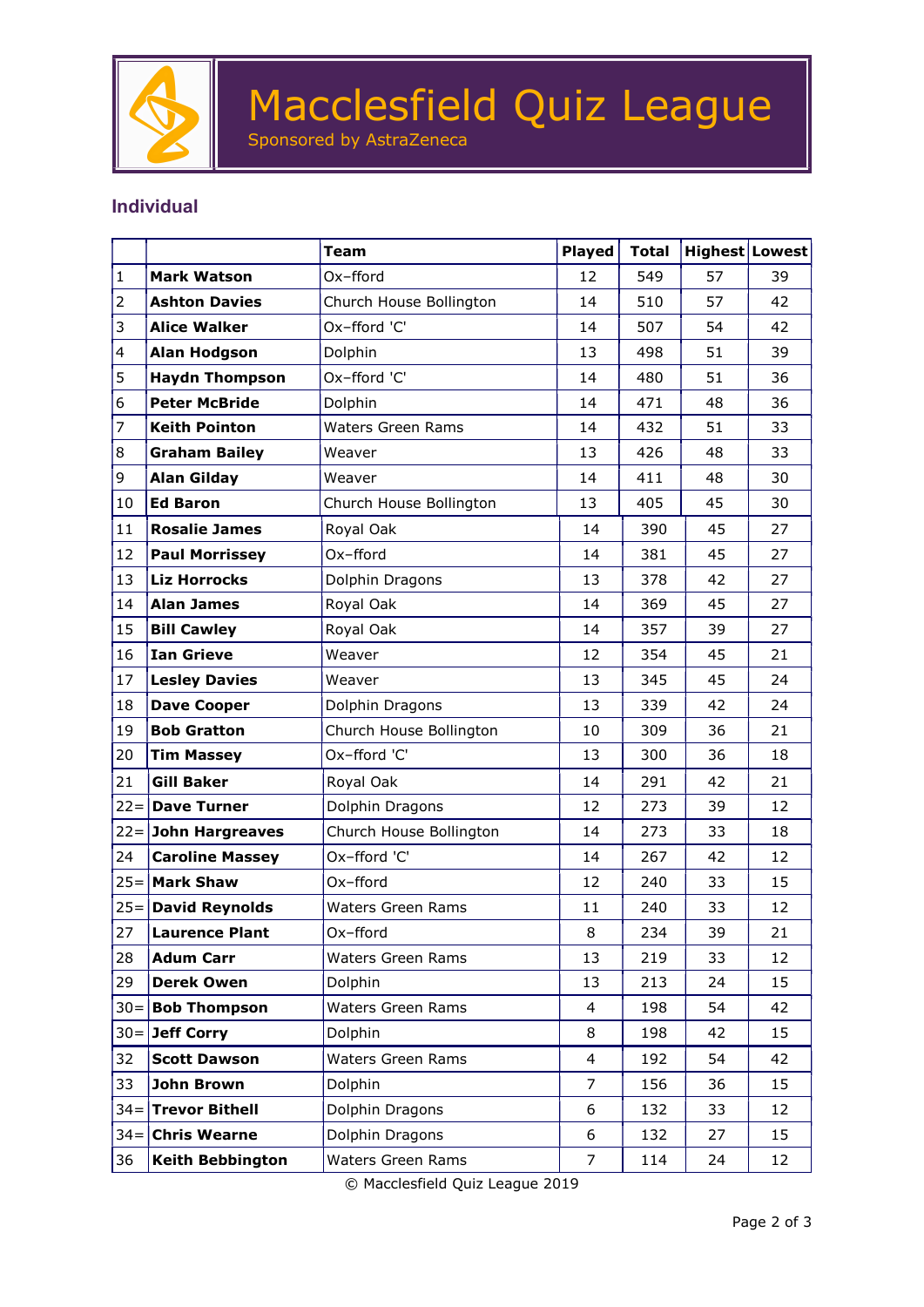# Macclesfield Quiz League

Sponsored by AstraZeneca

## Individual

| | | Team | Played | Total | Highest | Lowest |
|---|---|---|---|---|---|---|
| 1 | **Mark Watson** | Ox–fford | 12 | 549 | 57 | 39 |
| 2 | **Ashton Davies** | Church House Bollington | 14 | 510 | 57 | 42 |
| 3 | **Alice Walker** | Ox–fford 'C' | 14 | 507 | 54 | 42 |
| 4 | **Alan Hodgson** | Dolphin | 13 | 498 | 51 | 39 |
| 5 | **Haydn Thompson** | Ox–fford 'C' | 14 | 480 | 51 | 36 |
| 6 | **Peter McBride** | Dolphin | 14 | 471 | 48 | 36 |
| 7 | **Keith Pointon** | Waters Green Rams | 14 | 432 | 51 | 33 |
| 8 | **Graham Bailey** | Weaver | 13 | 426 | 48 | 33 |
| 9 | **Alan Gilday** | Weaver | 14 | 411 | 48 | 30 |
| 10 | **Ed Baron** | Church House Bollington | 13 | 405 | 45 | 30 |
| 11 | **Rosalie James** | Royal Oak | 14 | 390 | 45 | 27 |
| 12 | **Paul Morrissey** | Ox–fford | 14 | 381 | 45 | 27 |
| 13 | **Liz Horrocks** | Dolphin Dragons | 13 | 378 | 42 | 27 |
| 14 | **Alan James** | Royal Oak | 14 | 369 | 45 | 27 |
| 15 | **Bill Cawley** | Royal Oak | 14 | 357 | 39 | 27 |
| 16 | **Ian Grieve** | Weaver | 12 | 354 | 45 | 21 |
| 17 | **Lesley Davies** | Weaver | 13 | 345 | 45 | 24 |
| 18 | **Dave Cooper** | Dolphin Dragons | 13 | 339 | 42 | 24 |
| 19 | **Bob Gratton** | Church House Bollington | 10 | 309 | 36 | 21 |
| 20 | **Tim Massey** | Ox–fford 'C' | 13 | 300 | 36 | 18 |
| 21 | **Gill Baker** | Royal Oak | 14 | 291 | 42 | 21 |
| 22= | **Dave Turner** | Dolphin Dragons | 12 | 273 | 39 | 12 |
| 22= | **John Hargreaves** | Church House Bollington | 14 | 273 | 33 | 18 |
| 24 | **Caroline Massey** | Ox–fford 'C' | 14 | 267 | 42 | 12 |
| 25= | **Mark Shaw** | Ox–fford | 12 | 240 | 33 | 15 |
| 25= | **David Reynolds** | Waters Green Rams | 11 | 240 | 33 | 12 |
| 27 | **Laurence Plant** | Ox–fford | 8 | 234 | 39 | 21 |
| 28 | **Adum Carr** | Waters Green Rams | 13 | 219 | 33 | 12 |
| 29 | **Derek Owen** | Dolphin | 13 | 213 | 24 | 15 |
| 30= | **Bob Thompson** | Waters Green Rams | 4 | 198 | 54 | 42 |
| 30= | **Jeff Corry** | Dolphin | 8 | 198 | 42 | 15 |
| 32 | **Scott Dawson** | Waters Green Rams | 4 | 192 | 54 | 42 |
| 33 | **John Brown** | Dolphin | 7 | 156 | 36 | 15 |
| 34= | **Trevor Bithell** | Dolphin Dragons | 6 | 132 | 33 | 12 |
| 34= | **Chris Wearne** | Dolphin Dragons | 6 | 132 | 27 | 15 |
| 36 | **Keith Bebbington** | Waters Green Rams | 7 | 114 | 24 | 12 |

© Macclesfield Quiz League 2019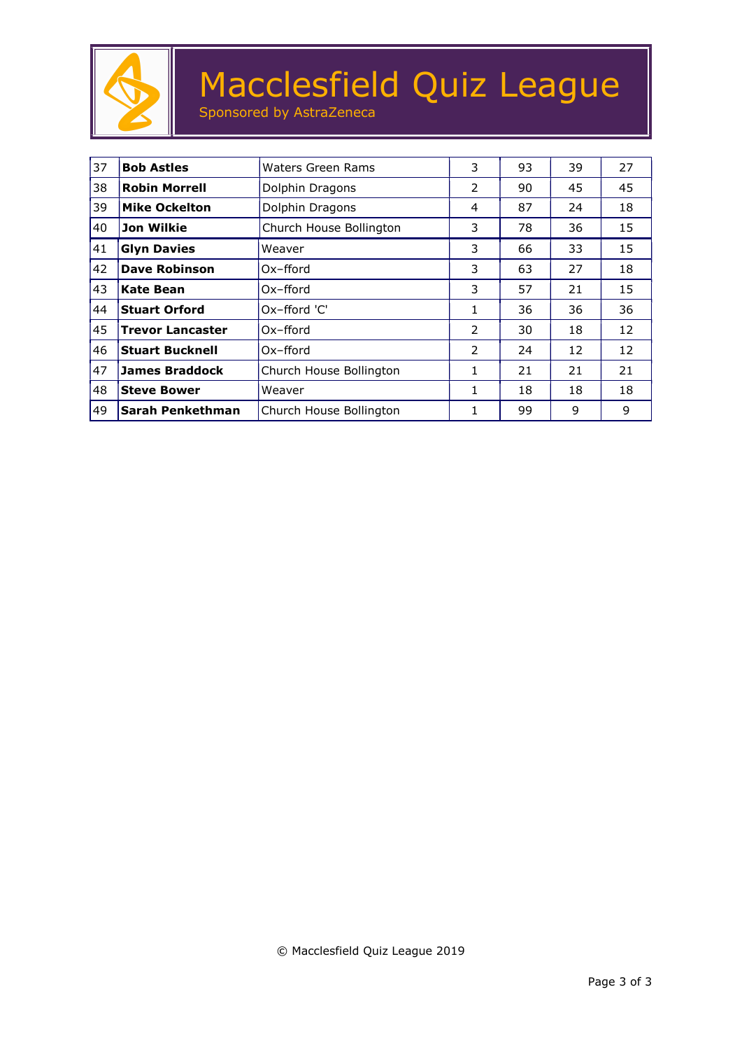# Macclesfield Quiz League

Sponsored by AstraZeneca

| | | | | | | |
|---|---|---|---|---|---|---|
| 37 | **Bob Astles** | Waters Green Rams | 3 | 93 | 39 | 27 |
| 38 | **Robin Morrell** | Dolphin Dragons | 2 | 90 | 45 | 45 |
| 39 | **Mike Ockelton** | Dolphin Dragons | 4 | 87 | 24 | 18 |
| 40 | **Jon Wilkie** | Church House Bollington | 3 | 78 | 36 | 15 |
| 41 | **Glyn Davies** | Weaver | 3 | 66 | 33 | 15 |
| 42 | **Dave Robinson** | Ox–fford | 3 | 63 | 27 | 18 |
| 43 | **Kate Bean** | Ox–fford | 3 | 57 | 21 | 15 |
| 44 | **Stuart Orford** | Ox–fford 'C' | 1 | 36 | 36 | 36 |
| 45 | **Trevor Lancaster** | Ox–fford | 2 | 30 | 18 | 12 |
| 46 | **Stuart Bucknell** | Ox–fford | 2 | 24 | 12 | 12 |
| 47 | **James Braddock** | Church House Bollington | 1 | 21 | 21 | 21 |
| 48 | **Steve Bower** | Weaver | 1 | 18 | 18 | 18 |
| 49 | **Sarah Penkethman** | Church House Bollington | 1 | 99 | 9 | 9 |

© Macclesfield Quiz League 2019